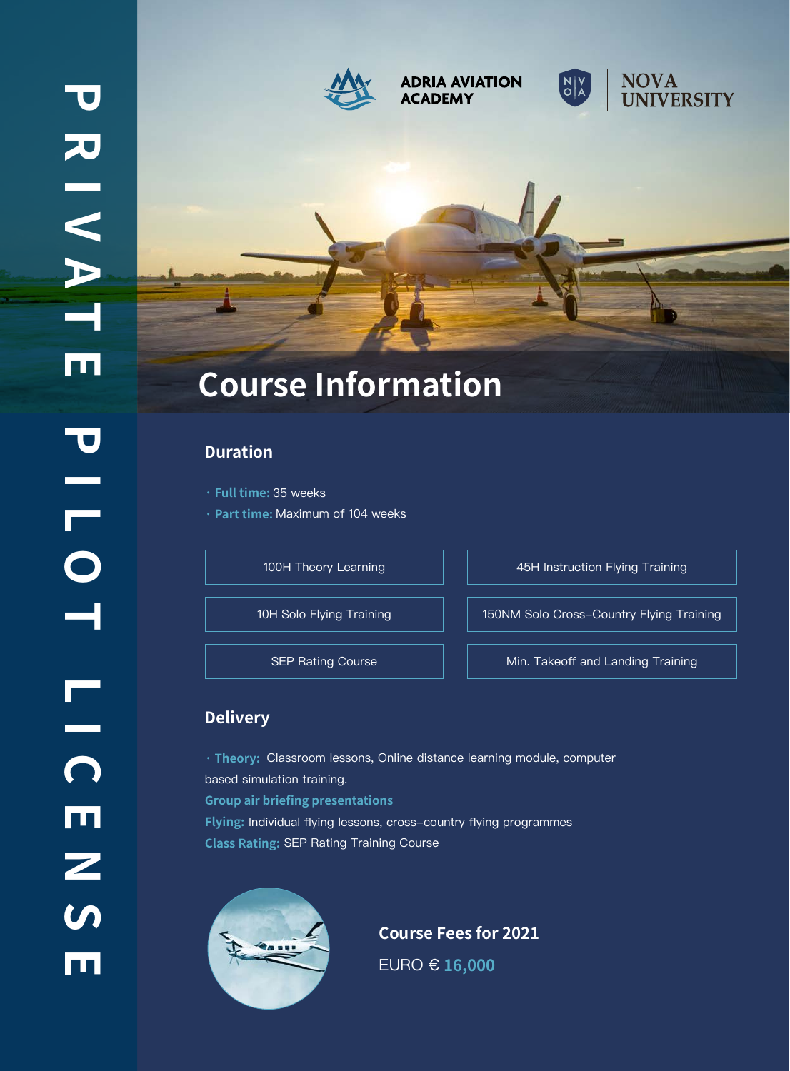# PRIVATE PILOT LICENSE

ADRIA AVIATION ACADEMY

NOVA UNIVERSITY

## Course Information

### Duration

- **Full time:** 35 weeks
- **Part time:** Maximum of 104 weeks

| | |
|---|---|
| 100H Theory Learning | 45H Instruction Flying Training |
| 10H Solo Flying Training | 150NM Solo Cross–Country Flying Training |
| SEP Rating Course | Min. Takeoff and Landing Training |

### Delivery

- **Theory:** Classroom lessons, Online distance learning module, computer based simulation training.

**Group air briefing presentations**

**Flying:** Individual flying lessons, cross–country flying programmes

**Class Rating:** SEP Rating Training Course

**Course Fees for 2021**

EURO € **16,000**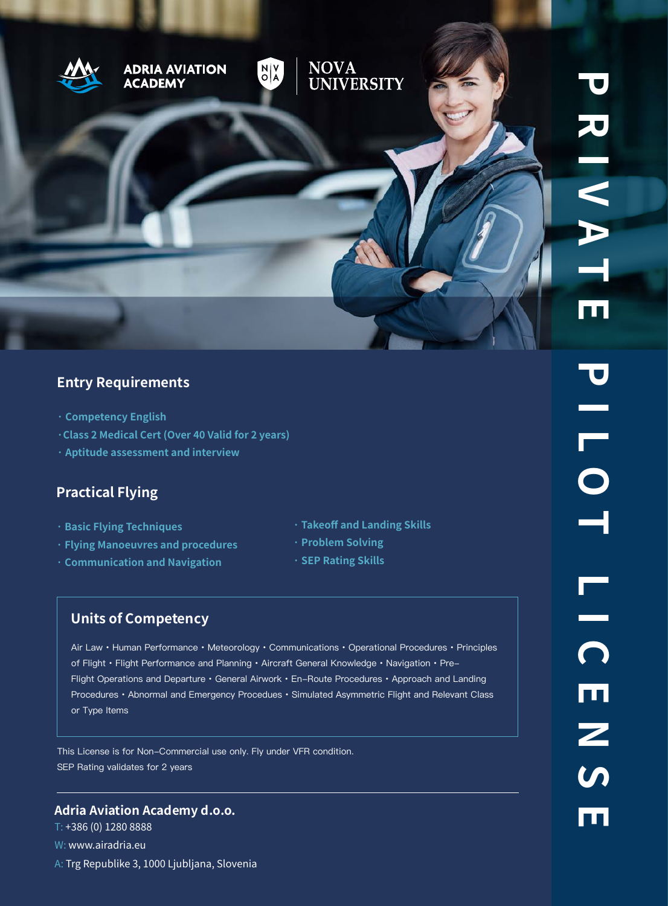ADRIA AVIATION ACADEMY

NOVA UNIVERSITY

# PRIVATE PILOT LICENSE

## Entry Requirements

- Competency English
- Class 2 Medical Cert (Over 40 Valid for 2 years)
- Aptitude assessment and interview

## Practical Flying

- Basic Flying Techniques
- Flying Manoeuvres and procedures
- Communication and Navigation
- Takeoff and Landing Skills
- Problem Solving
- SEP Rating Skills

## Units of Competency

Air Law • Human Performance • Meteorology • Communications • Operational Procedures • Principles of Flight • Flight Performance and Planning • Aircraft General Knowledge • Navigation • Pre-Flight Operations and Departure • General Airwork • En-Route Procedures • Approach and Landing Procedures • Abnormal and Emergency Procedues • Simulated Asymmetric Flight and Relevant Class or Type Items

This License is for Non-Commercial use only. Fly under VFR condition.
SEP Rating validates for 2 years

**Adria Aviation Academy d.o.o.**

T: +386 (0) 1280 8888

W: www.airadria.eu

A: Trg Republike 3, 1000 Ljubljana, Slovenia